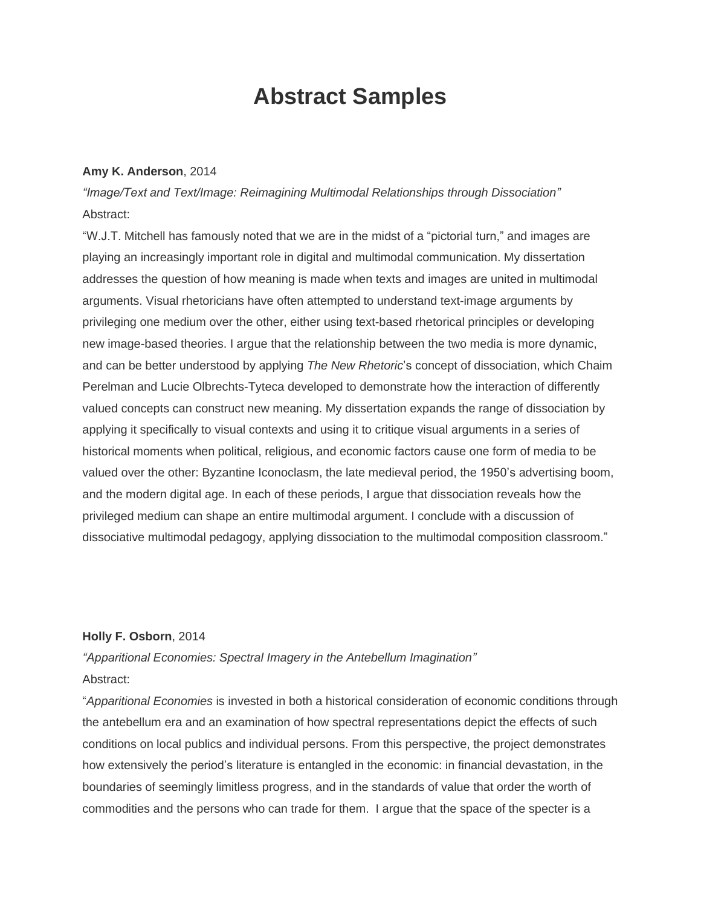# Abstract Samples

**Amy K. Anderson**, 2014

*"Image/Text and Text/Image: Reimagining Multimodal Relationships through Dissociation"*

Abstract:

"W.J.T. Mitchell has famously noted that we are in the midst of a "pictorial turn," and images are playing an increasingly important role in digital and multimodal communication. My dissertation addresses the question of how meaning is made when texts and images are united in multimodal arguments. Visual rhetoricians have often attempted to understand text-image arguments by privileging one medium over the other, either using text-based rhetorical principles or developing new image-based theories. I argue that the relationship between the two media is more dynamic, and can be better understood by applying *The New Rhetoric*'s concept of dissociation, which Chaim Perelman and Lucie Olbrechts-Tyteca developed to demonstrate how the interaction of differently valued concepts can construct new meaning. My dissertation expands the range of dissociation by applying it specifically to visual contexts and using it to critique visual arguments in a series of historical moments when political, religious, and economic factors cause one form of media to be valued over the other: Byzantine Iconoclasm, the late medieval period, the 1950's advertising boom, and the modern digital age. In each of these periods, I argue that dissociation reveals how the privileged medium can shape an entire multimodal argument. I conclude with a discussion of dissociative multimodal pedagogy, applying dissociation to the multimodal composition classroom."

**Holly F. Osborn**, 2014

*"Apparitional Economies: Spectral Imagery in the Antebellum Imagination"*

Abstract:

"*Apparitional Economies* is invested in both a historical consideration of economic conditions through the antebellum era and an examination of how spectral representations depict the effects of such conditions on local publics and individual persons. From this perspective, the project demonstrates how extensively the period's literature is entangled in the economic: in financial devastation, in the boundaries of seemingly limitless progress, and in the standards of value that order the worth of commodities and the persons who can trade for them. I argue that the space of the specter is a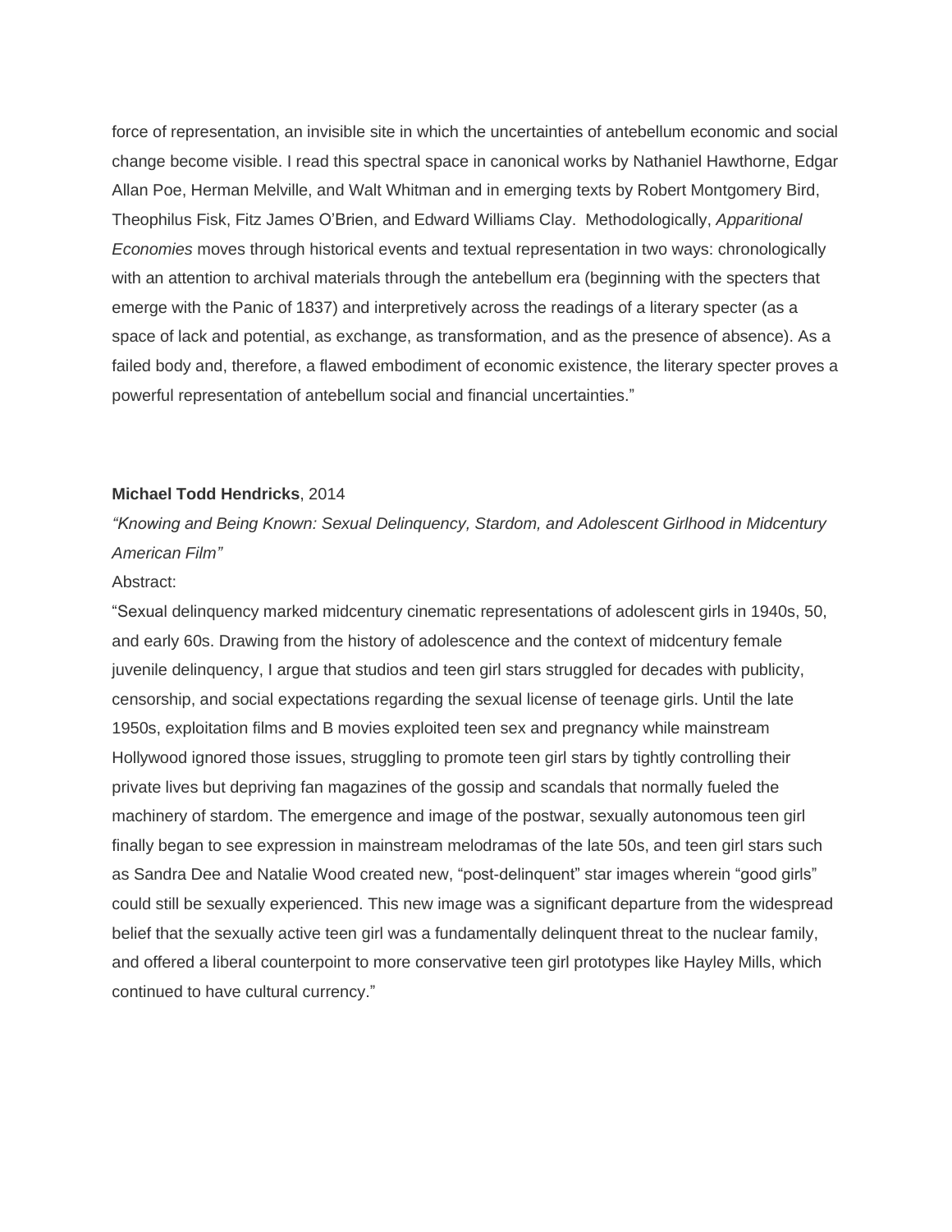force of representation, an invisible site in which the uncertainties of antebellum economic and social change become visible. I read this spectral space in canonical works by Nathaniel Hawthorne, Edgar Allan Poe, Herman Melville, and Walt Whitman and in emerging texts by Robert Montgomery Bird, Theophilus Fisk, Fitz James O'Brien, and Edward Williams Clay. Methodologically, *Apparitional Economies* moves through historical events and textual representation in two ways: chronologically with an attention to archival materials through the antebellum era (beginning with the specters that emerge with the Panic of 1837) and interpretively across the readings of a literary specter (as a space of lack and potential, as exchange, as transformation, and as the presence of absence). As a failed body and, therefore, a flawed embodiment of economic existence, the literary specter proves a powerful representation of antebellum social and financial uncertainties."

**Michael Todd Hendricks**, 2014

*"Knowing and Being Known: Sexual Delinquency, Stardom, and Adolescent Girlhood in Midcentury American Film"*

Abstract:

"Sexual delinquency marked midcentury cinematic representations of adolescent girls in 1940s, 50, and early 60s. Drawing from the history of adolescence and the context of midcentury female juvenile delinquency, I argue that studios and teen girl stars struggled for decades with publicity, censorship, and social expectations regarding the sexual license of teenage girls. Until the late 1950s, exploitation films and B movies exploited teen sex and pregnancy while mainstream Hollywood ignored those issues, struggling to promote teen girl stars by tightly controlling their private lives but depriving fan magazines of the gossip and scandals that normally fueled the machinery of stardom. The emergence and image of the postwar, sexually autonomous teen girl finally began to see expression in mainstream melodramas of the late 50s, and teen girl stars such as Sandra Dee and Natalie Wood created new, "post-delinquent" star images wherein "good girls" could still be sexually experienced. This new image was a significant departure from the widespread belief that the sexually active teen girl was a fundamentally delinquent threat to the nuclear family, and offered a liberal counterpoint to more conservative teen girl prototypes like Hayley Mills, which continued to have cultural currency."